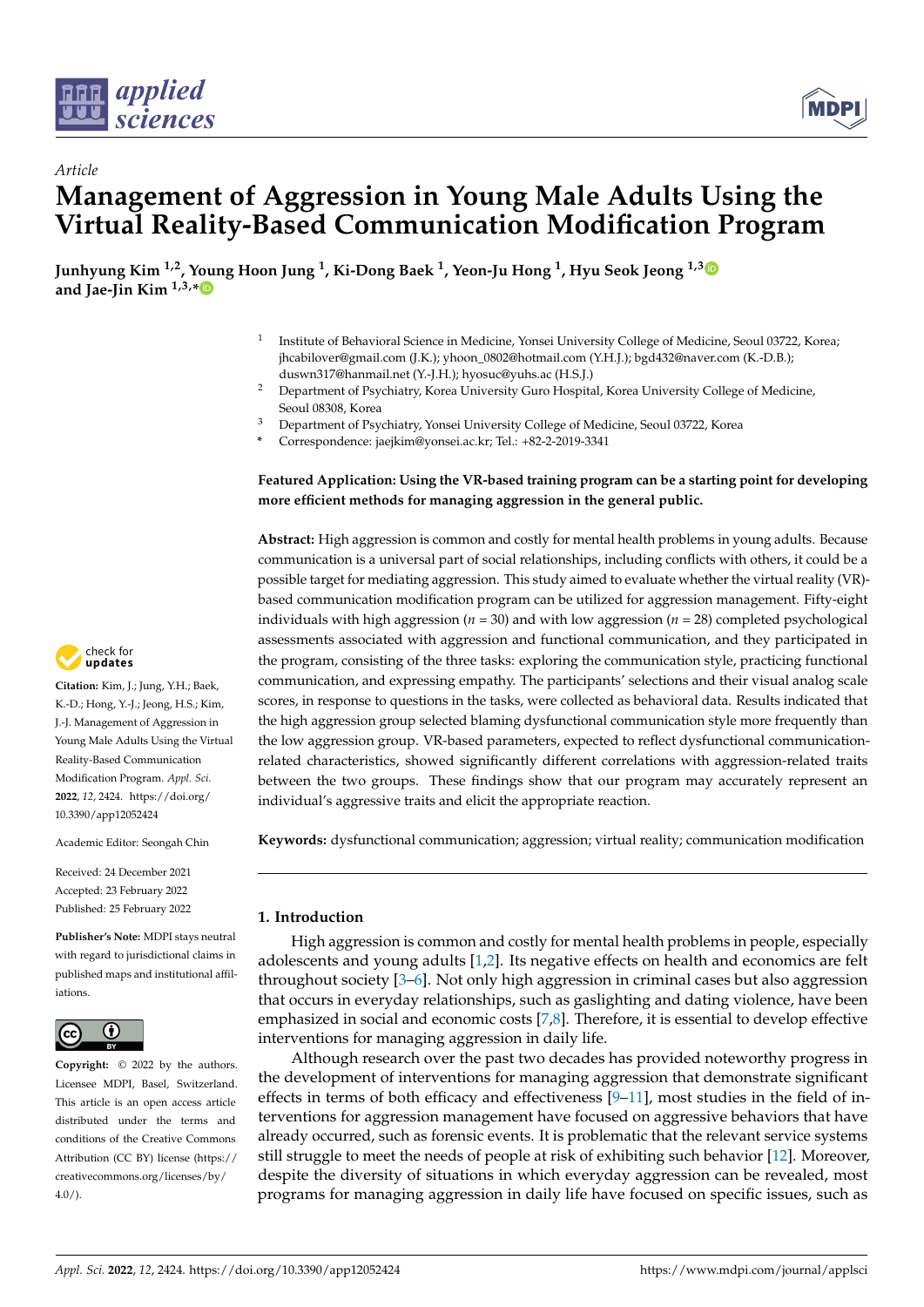*Article*

# Management of Aggression in Young Male Adults Using the Virtual Reality-Based Communication Modification Program

**Junhyung Kim [1,2], Young Hoon Jung [1], Ki-Dong Baek [1], Yeon-Ju Hong [1], Hyu Seok Jeong [1,3] and Jae-Jin Kim [1,3,*]**

1 Institute of Behavioral Science in Medicine, Yonsei University College of Medicine, Seoul 03722, Korea; jhcabilover@gmail.com (J.K.); yhoon_0802@hotmail.com (Y.H.J.); bgd432@naver.com (K.-D.B.); duswn317@hanmail.net (Y.-J.H.); hyosuc@yuhs.ac (H.S.J.)
2 Department of Psychiatry, Korea University Guro Hospital, Korea University College of Medicine, Seoul 08308, Korea
3 Department of Psychiatry, Yonsei University College of Medicine, Seoul 03722, Korea
* Correspondence: jaejkim@yonsei.ac.kr; Tel.: +82-2-2019-3341

**Featured Application: Using the VR-based training program can be a starting point for developing more efficient methods for managing aggression in the general public.**

**Abstract:** High aggression is common and costly for mental health problems in young adults. Because communication is a universal part of social relationships, including conflicts with others, it could be a possible target for mediating aggression. This study aimed to evaluate whether the virtual reality (VR)-based communication modification program can be utilized for aggression management. Fifty-eight individuals with high aggression ($n$ = 30) and with low aggression ($n$ = 28) completed psychological assessments associated with aggression and functional communication, and they participated in the program, consisting of the three tasks: exploring the communication style, practicing functional communication, and expressing empathy. The participants' selections and their visual analog scale scores, in response to questions in the tasks, were collected as behavioral data. Results indicated that the high aggression group selected blaming dysfunctional communication style more frequently than the low aggression group. VR-based parameters, expected to reflect dysfunctional communication-related characteristics, showed significantly different correlations with aggression-related traits between the two groups. These findings show that our program may accurately represent an individual's aggressive traits and elicit the appropriate reaction.

**Keywords:** dysfunctional communication; aggression; virtual reality; communication modification

**Citation:** Kim, J.; Jung, Y.H.; Baek, K.-D.; Hong, Y.-J.; Jeong, H.S.; Kim, J.-J. Management of Aggression in Young Male Adults Using the Virtual Reality-Based Communication Modification Program. *Appl. Sci.* **2022**, *12*, 2424. https://doi.org/10.3390/app12052424

Academic Editor: Seongah Chin

Received: 24 December 2021
Accepted: 23 February 2022
Published: 25 February 2022

**Publisher's Note:** MDPI stays neutral with regard to jurisdictional claims in published maps and institutional affiliations.

**Copyright:** © 2022 by the authors. Licensee MDPI, Basel, Switzerland. This article is an open access article distributed under the terms and conditions of the Creative Commons Attribution (CC BY) license (https://creativecommons.org/licenses/by/4.0/).

## 1. Introduction

High aggression is common and costly for mental health problems in people, especially adolescents and young adults [1,2]. Its negative effects on health and economics are felt throughout society [3–6]. Not only high aggression in criminal cases but also aggression that occurs in everyday relationships, such as gaslighting and dating violence, have been emphasized in social and economic costs [7,8]. Therefore, it is essential to develop effective interventions for managing aggression in daily life.

Although research over the past two decades has provided noteworthy progress in the development of interventions for managing aggression that demonstrate significant effects in terms of both efficacy and effectiveness [9–11], most studies in the field of interventions for aggression management have focused on aggressive behaviors that have already occurred, such as forensic events. It is problematic that the relevant service systems still struggle to meet the needs of people at risk of exhibiting such behavior [12]. Moreover, despite the diversity of situations in which everyday aggression can be revealed, most programs for managing aggression in daily life have focused on specific issues, such as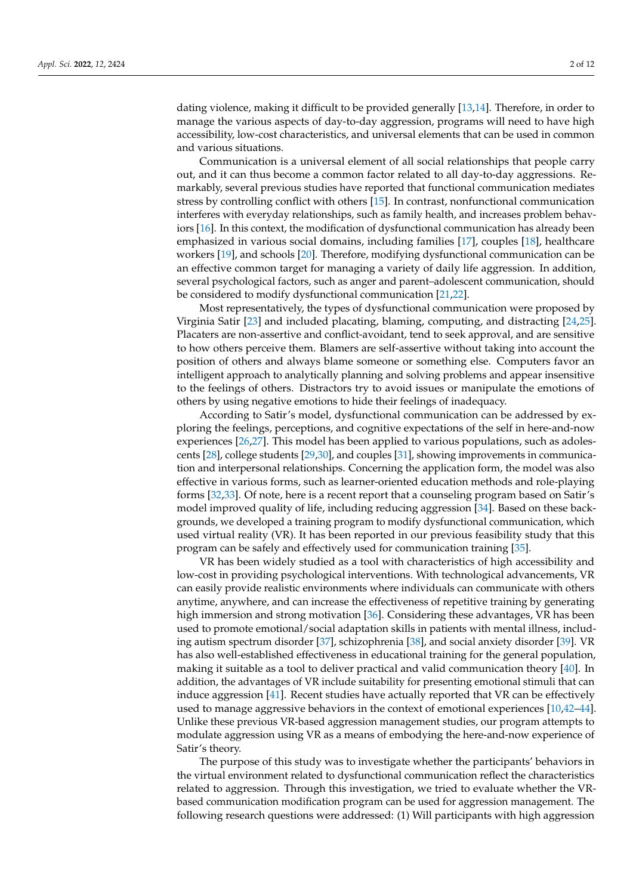dating violence, making it difficult to be provided generally [13,14]. Therefore, in order to manage the various aspects of day-to-day aggression, programs will need to have high accessibility, low-cost characteristics, and universal elements that can be used in common and various situations.

Communication is a universal element of all social relationships that people carry out, and it can thus become a common factor related to all day-to-day aggressions. Remarkably, several previous studies have reported that functional communication mediates stress by controlling conflict with others [15]. In contrast, nonfunctional communication interferes with everyday relationships, such as family health, and increases problem behaviors [16]. In this context, the modification of dysfunctional communication has already been emphasized in various social domains, including families [17], couples [18], healthcare workers [19], and schools [20]. Therefore, modifying dysfunctional communication can be an effective common target for managing a variety of daily life aggression. In addition, several psychological factors, such as anger and parent–adolescent communication, should be considered to modify dysfunctional communication [21,22].

Most representatively, the types of dysfunctional communication were proposed by Virginia Satir [23] and included placating, blaming, computing, and distracting [24,25]. Placaters are non-assertive and conflict-avoidant, tend to seek approval, and are sensitive to how others perceive them. Blamers are self-assertive without taking into account the position of others and always blame someone or something else. Computers favor an intelligent approach to analytically planning and solving problems and appear insensitive to the feelings of others. Distractors try to avoid issues or manipulate the emotions of others by using negative emotions to hide their feelings of inadequacy.

According to Satir's model, dysfunctional communication can be addressed by exploring the feelings, perceptions, and cognitive expectations of the self in here-and-now experiences [26,27]. This model has been applied to various populations, such as adolescents [28], college students [29,30], and couples [31], showing improvements in communication and interpersonal relationships. Concerning the application form, the model was also effective in various forms, such as learner-oriented education methods and role-playing forms [32,33]. Of note, here is a recent report that a counseling program based on Satir's model improved quality of life, including reducing aggression [34]. Based on these backgrounds, we developed a training program to modify dysfunctional communication, which used virtual reality (VR). It has been reported in our previous feasibility study that this program can be safely and effectively used for communication training [35].

VR has been widely studied as a tool with characteristics of high accessibility and low-cost in providing psychological interventions. With technological advancements, VR can easily provide realistic environments where individuals can communicate with others anytime, anywhere, and can increase the effectiveness of repetitive training by generating high immersion and strong motivation [36]. Considering these advantages, VR has been used to promote emotional/social adaptation skills in patients with mental illness, including autism spectrum disorder [37], schizophrenia [38], and social anxiety disorder [39]. VR has also well-established effectiveness in educational training for the general population, making it suitable as a tool to deliver practical and valid communication theory [40]. In addition, the advantages of VR include suitability for presenting emotional stimuli that can induce aggression [41]. Recent studies have actually reported that VR can be effectively used to manage aggressive behaviors in the context of emotional experiences [10,42–44]. Unlike these previous VR-based aggression management studies, our program attempts to modulate aggression using VR as a means of embodying the here-and-now experience of Satir's theory.

The purpose of this study was to investigate whether the participants' behaviors in the virtual environment related to dysfunctional communication reflect the characteristics related to aggression. Through this investigation, we tried to evaluate whether the VR-based communication modification program can be used for aggression management. The following research questions were addressed: (1) Will participants with high aggression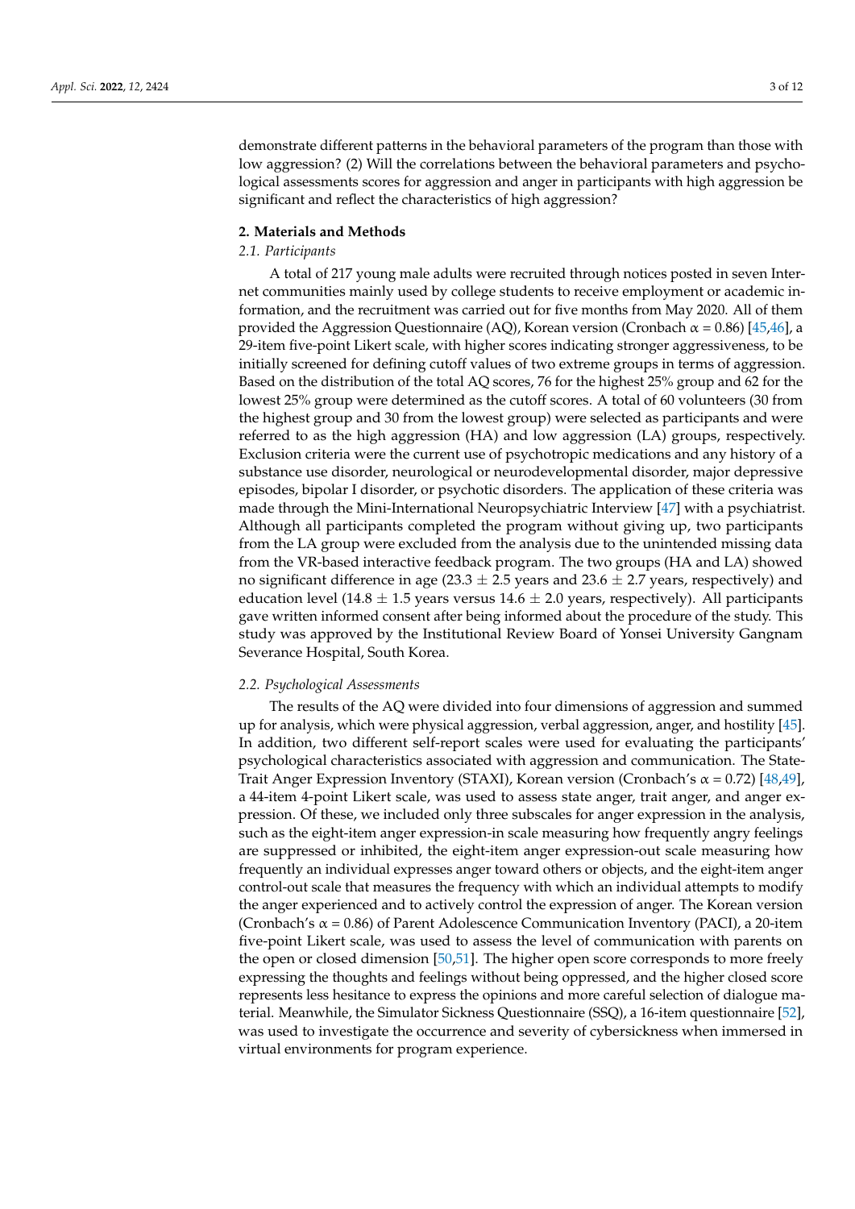demonstrate different patterns in the behavioral parameters of the program than those with low aggression? (2) Will the correlations between the behavioral parameters and psychological assessments scores for aggression and anger in participants with high aggression be significant and reflect the characteristics of high aggression?

## 2. Materials and Methods

### *2.1. Participants*

A total of 217 young male adults were recruited through notices posted in seven Internet communities mainly used by college students to receive employment or academic information, and the recruitment was carried out for five months from May 2020. All of them provided the Aggression Questionnaire (AQ), Korean version (Cronbach $\alpha = 0.86$) [45,46], a 29-item five-point Likert scale, with higher scores indicating stronger aggressiveness, to be initially screened for defining cutoff values of two extreme groups in terms of aggression. Based on the distribution of the total AQ scores, 76 for the highest 25% group and 62 for the lowest 25% group were determined as the cutoff scores. A total of 60 volunteers (30 from the highest group and 30 from the lowest group) were selected as participants and were referred to as the high aggression (HA) and low aggression (LA) groups, respectively. Exclusion criteria were the current use of psychotropic medications and any history of a substance use disorder, neurological or neurodevelopmental disorder, major depressive episodes, bipolar I disorder, or psychotic disorders. The application of these criteria was made through the Mini-International Neuropsychiatric Interview [47] with a psychiatrist. Although all participants completed the program without giving up, two participants from the LA group were excluded from the analysis due to the unintended missing data from the VR-based interactive feedback program. The two groups (HA and LA) showed no significant difference in age ($23.3 \pm 2.5$ years and $23.6 \pm 2.7$ years, respectively) and education level ($14.8 \pm 1.5$ years versus $14.6 \pm 2.0$ years, respectively). All participants gave written informed consent after being informed about the procedure of the study. This study was approved by the Institutional Review Board of Yonsei University Gangnam Severance Hospital, South Korea.

### *2.2. Psychological Assessments*

The results of the AQ were divided into four dimensions of aggression and summed up for analysis, which were physical aggression, verbal aggression, anger, and hostility [45]. In addition, two different self-report scales were used for evaluating the participants' psychological characteristics associated with aggression and communication. The State-Trait Anger Expression Inventory (STAXI), Korean version (Cronbach's $\alpha = 0.72$) [48,49], a 44-item 4-point Likert scale, was used to assess state anger, trait anger, and anger expression. Of these, we included only three subscales for anger expression in the analysis, such as the eight-item anger expression-in scale measuring how frequently angry feelings are suppressed or inhibited, the eight-item anger expression-out scale measuring how frequently an individual expresses anger toward others or objects, and the eight-item anger control-out scale that measures the frequency with which an individual attempts to modify the anger experienced and to actively control the expression of anger. The Korean version (Cronbach's $\alpha = 0.86$) of Parent Adolescence Communication Inventory (PACI), a 20-item five-point Likert scale, was used to assess the level of communication with parents on the open or closed dimension [50,51]. The higher open score corresponds to more freely expressing the thoughts and feelings without being oppressed, and the higher closed score represents less hesitance to express the opinions and more careful selection of dialogue material. Meanwhile, the Simulator Sickness Questionnaire (SSQ), a 16-item questionnaire [52], was used to investigate the occurrence and severity of cybersickness when immersed in virtual environments for program experience.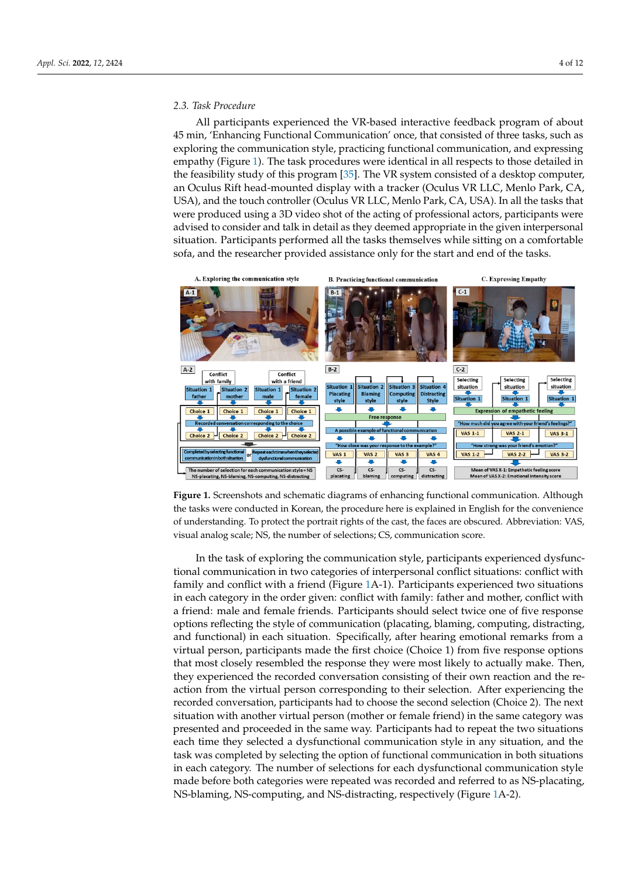### 2.3. Task Procedure

All participants experienced the VR-based interactive feedback program of about 45 min, 'Enhancing Functional Communication' once, that consisted of three tasks, such as exploring the communication style, practicing functional communication, and expressing empathy (Figure 1). The task procedures were identical in all respects to those detailed in the feasibility study of this program [35]. The VR system consisted of a desktop computer, an Oculus Rift head-mounted display with a tracker (Oculus VR LLC, Menlo Park, CA, USA), and the touch controller (Oculus VR LLC, Menlo Park, CA, USA). In all the tasks that were produced using a 3D video shot of the acting of professional actors, participants were advised to consider and talk in detail as they deemed appropriate in the given interpersonal situation. Participants performed all the tasks themselves while sitting on a comfortable sofa, and the researcher provided assistance only for the start and end of the tasks.

**Figure 1.** Screenshots and schematic diagrams of enhancing functional communication. Although the tasks were conducted in Korean, the procedure here is explained in English for the convenience of understanding. To protect the portrait rights of the cast, the faces are obscured. Abbreviation: VAS, visual analog scale; NS, the number of selections; CS, communication score.

In the task of exploring the communication style, participants experienced dysfunctional communication in two categories of interpersonal conflict situations: conflict with family and conflict with a friend (Figure 1A-1). Participants experienced two situations in each category in the order given: conflict with family: father and mother, conflict with a friend: male and female friends. Participants should select twice one of five response options reflecting the style of communication (placating, blaming, computing, distracting, and functional) in each situation. Specifically, after hearing emotional remarks from a virtual person, participants made the first choice (Choice 1) from five response options that most closely resembled the response they were most likely to actually make. Then, they experienced the recorded conversation consisting of their own reaction and the reaction from the virtual person corresponding to their selection. After experiencing the recorded conversation, participants had to choose the second selection (Choice 2). The next situation with another virtual person (mother or female friend) in the same category was presented and proceeded in the same way. Participants had to repeat the two situations each time they selected a dysfunctional communication style in any situation, and the task was completed by selecting the option of functional communication in both situations in each category. The number of selections for each dysfunctional communication style made before both categories were repeated was recorded and referred to as NS-placating, NS-blaming, NS-computing, and NS-distracting, respectively (Figure 1A-2).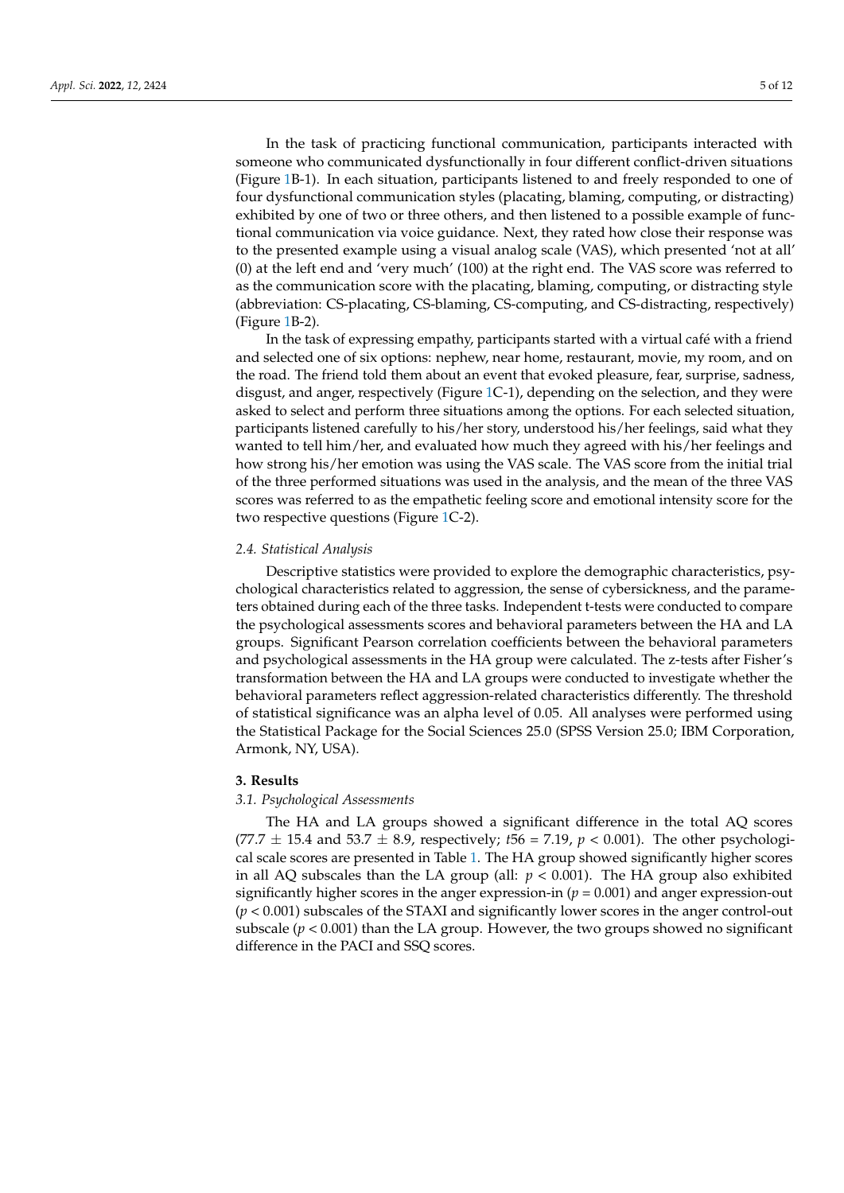In the task of practicing functional communication, participants interacted with someone who communicated dysfunctionally in four different conflict-driven situations (Figure 1B-1). In each situation, participants listened to and freely responded to one of four dysfunctional communication styles (placating, blaming, computing, or distracting) exhibited by one of two or three others, and then listened to a possible example of functional communication via voice guidance. Next, they rated how close their response was to the presented example using a visual analog scale (VAS), which presented 'not at all' (0) at the left end and 'very much' (100) at the right end. The VAS score was referred to as the communication score with the placating, blaming, computing, or distracting style (abbreviation: CS-placating, CS-blaming, CS-computing, and CS-distracting, respectively) (Figure 1B-2).

In the task of expressing empathy, participants started with a virtual café with a friend and selected one of six options: nephew, near home, restaurant, movie, my room, and on the road. The friend told them about an event that evoked pleasure, fear, surprise, sadness, disgust, and anger, respectively (Figure 1C-1), depending on the selection, and they were asked to select and perform three situations among the options. For each selected situation, participants listened carefully to his/her story, understood his/her feelings, said what they wanted to tell him/her, and evaluated how much they agreed with his/her feelings and how strong his/her emotion was using the VAS scale. The VAS score from the initial trial of the three performed situations was used in the analysis, and the mean of the three VAS scores was referred to as the empathetic feeling score and emotional intensity score for the two respective questions (Figure 1C-2).

### *2.4. Statistical Analysis*

Descriptive statistics were provided to explore the demographic characteristics, psychological characteristics related to aggression, the sense of cybersickness, and the parameters obtained during each of the three tasks. Independent t-tests were conducted to compare the psychological assessments scores and behavioral parameters between the HA and LA groups. Significant Pearson correlation coefficients between the behavioral parameters and psychological assessments in the HA group were calculated. The z-tests after Fisher's transformation between the HA and LA groups were conducted to investigate whether the behavioral parameters reflect aggression-related characteristics differently. The threshold of statistical significance was an alpha level of 0.05. All analyses were performed using the Statistical Package for the Social Sciences 25.0 (SPSS Version 25.0; IBM Corporation, Armonk, NY, USA).

## **3. Results**

### *3.1. Psychological Assessments*

The HA and LA groups showed a significant difference in the total AQ scores ($77.7 \pm 15.4$ and $53.7 \pm 8.9$, respectively; $t56 = 7.19$, $p < 0.001$). The other psychological scale scores are presented in Table 1. The HA group showed significantly higher scores in all AQ subscales than the LA group (all: $p < 0.001$). The HA group also exhibited significantly higher scores in the anger expression-in ($p = 0.001$) and anger expression-out ($p < 0.001$) subscales of the STAXI and significantly lower scores in the anger control-out subscale ($p < 0.001$) than the LA group. However, the two groups showed no significant difference in the PACI and SSQ scores.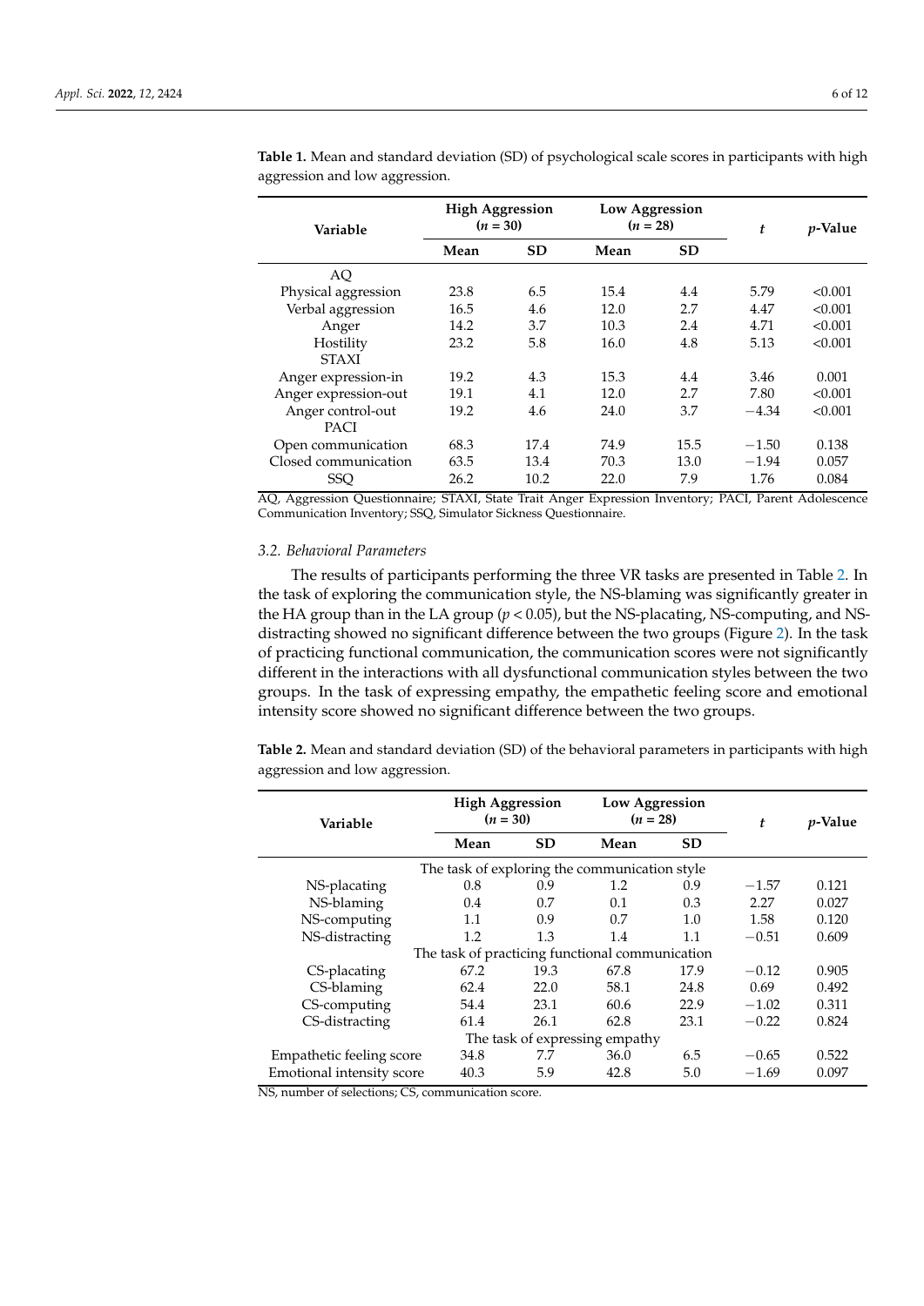**Table 1.** Mean and standard deviation (SD) of psychological scale scores in participants with high aggression and low aggression.

| Variable | High Aggression ($n$ = 30) | | Low Aggression ($n$ = 28) | | $t$ | $p$-Value |
|---|---|---|---|---|---|---|
| | Mean | SD | Mean | SD | | |
| AQ | | | | | | |
| Physical aggression | 23.8 | 6.5 | 15.4 | 4.4 | 5.79 | <0.001 |
| Verbal aggression | 16.5 | 4.6 | 12.0 | 2.7 | 4.47 | <0.001 |
| Anger | 14.2 | 3.7 | 10.3 | 2.4 | 4.71 | <0.001 |
| Hostility | 23.2 | 5.8 | 16.0 | 4.8 | 5.13 | <0.001 |
| STAXI | | | | | | |
| Anger expression-in | 19.2 | 4.3 | 15.3 | 4.4 | 3.46 | 0.001 |
| Anger expression-out | 19.1 | 4.1 | 12.0 | 2.7 | 7.80 | <0.001 |
| Anger control-out | 19.2 | 4.6 | 24.0 | 3.7 | −4.34 | <0.001 |
| PACI | | | | | | |
| Open communication | 68.3 | 17.4 | 74.9 | 15.5 | −1.50 | 0.138 |
| Closed communication | 63.5 | 13.4 | 70.3 | 13.0 | −1.94 | 0.057 |
| SSQ | 26.2 | 10.2 | 22.0 | 7.9 | 1.76 | 0.084 |

AQ, Aggression Questionnaire; STAXI, State Trait Anger Expression Inventory; PACI, Parent Adolescence Communication Inventory; SSQ, Simulator Sickness Questionnaire.

### 3.2. Behavioral Parameters

The results of participants performing the three VR tasks are presented in Table 2. In the task of exploring the communication style, the NS-blaming was significantly greater in the HA group than in the LA group ($p < 0.05$), but the NS-placating, NS-computing, and NS-distracting showed no significant difference between the two groups (Figure 2). In the task of practicing functional communication, the communication scores were not significantly different in the interactions with all dysfunctional communication styles between the two groups. In the task of expressing empathy, the empathetic feeling score and emotional intensity score showed no significant difference between the two groups.

**Table 2.** Mean and standard deviation (SD) of the behavioral parameters in participants with high aggression and low aggression.

| Variable | High Aggression ($n$ = 30) | | Low Aggression ($n$ = 28) | | $t$ | $p$-Value |
|---|---|---|---|---|---|---|
| | Mean | SD | Mean | SD | | |
| The task of exploring the communication style | | | | | | |
| NS-placating | 0.8 | 0.9 | 1.2 | 0.9 | −1.57 | 0.121 |
| NS-blaming | 0.4 | 0.7 | 0.1 | 0.3 | 2.27 | 0.027 |
| NS-computing | 1.1 | 0.9 | 0.7 | 1.0 | 1.58 | 0.120 |
| NS-distracting | 1.2 | 1.3 | 1.4 | 1.1 | −0.51 | 0.609 |
| The task of practicing functional communication | | | | | | |
| CS-placating | 67.2 | 19.3 | 67.8 | 17.9 | −0.12 | 0.905 |
| CS-blaming | 62.4 | 22.0 | 58.1 | 24.8 | 0.69 | 0.492 |
| CS-computing | 54.4 | 23.1 | 60.6 | 22.9 | −1.02 | 0.311 |
| CS-distracting | 61.4 | 26.1 | 62.8 | 23.1 | −0.22 | 0.824 |
| The task of expressing empathy | | | | | | |
| Empathetic feeling score | 34.8 | 7.7 | 36.0 | 6.5 | −0.65 | 0.522 |
| Emotional intensity score | 40.3 | 5.9 | 42.8 | 5.0 | −1.69 | 0.097 |

NS, number of selections; CS, communication score.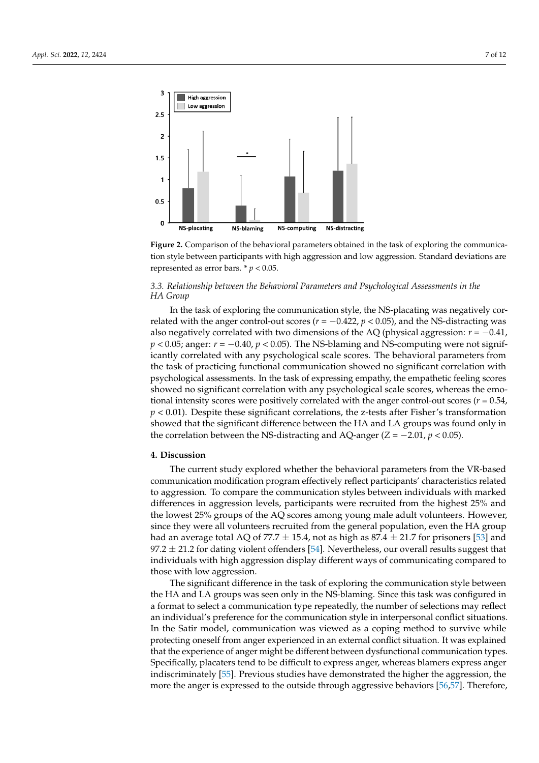**Figure 2.** Comparison of the behavioral parameters obtained in the task of exploring the communication style between participants with high aggression and low aggression. Standard deviations are represented as error bars. * $p < 0.05$.

### 3.3. Relationship between the Behavioral Parameters and Psychological Assessments in the HA Group

In the task of exploring the communication style, the NS-placating was negatively correlated with the anger control-out scores ($r = -0.422$, $p < 0.05$), and the NS-distracting was also negatively correlated with two dimensions of the AQ (physical aggression: $r = -0.41$, $p < 0.05$; anger: $r = -0.40$, $p < 0.05$). The NS-blaming and NS-computing were not significantly correlated with any psychological scale scores. The behavioral parameters from the task of practicing functional communication showed no significant correlation with psychological assessments. In the task of expressing empathy, the empathetic feeling scores showed no significant correlation with any psychological scale scores, whereas the emotional intensity scores were positively correlated with the anger control-out scores ($r = 0.54$, $p < 0.01$). Despite these significant correlations, the z-tests after Fisher's transformation showed that the significant difference between the HA and LA groups was found only in the correlation between the NS-distracting and AQ-anger ($Z = -2.01$, $p < 0.05$).

## 4. Discussion

The current study explored whether the behavioral parameters from the VR-based communication modification program effectively reflect participants' characteristics related to aggression. To compare the communication styles between individuals with marked differences in aggression levels, participants were recruited from the highest 25% and the lowest 25% groups of the AQ scores among young male adult volunteers. However, since they were all volunteers recruited from the general population, even the HA group had an average total AQ of $77.7 \pm 15.4$, not as high as $87.4 \pm 21.7$ for prisoners [53] and $97.2 \pm 21.2$ for dating violent offenders [54]. Nevertheless, our overall results suggest that individuals with high aggression display different ways of communicating compared to those with low aggression.

The significant difference in the task of exploring the communication style between the HA and LA groups was seen only in the NS-blaming. Since this task was configured in a format to select a communication type repeatedly, the number of selections may reflect an individual's preference for the communication style in interpersonal conflict situations. In the Satir model, communication was viewed as a coping method to survive while protecting oneself from anger experienced in an external conflict situation. It was explained that the experience of anger might be different between dysfunctional communication types. Specifically, placaters tend to be difficult to express anger, whereas blamers express anger indiscriminately [55]. Previous studies have demonstrated the higher the aggression, the more the anger is expressed to the outside through aggressive behaviors [56,57]. Therefore,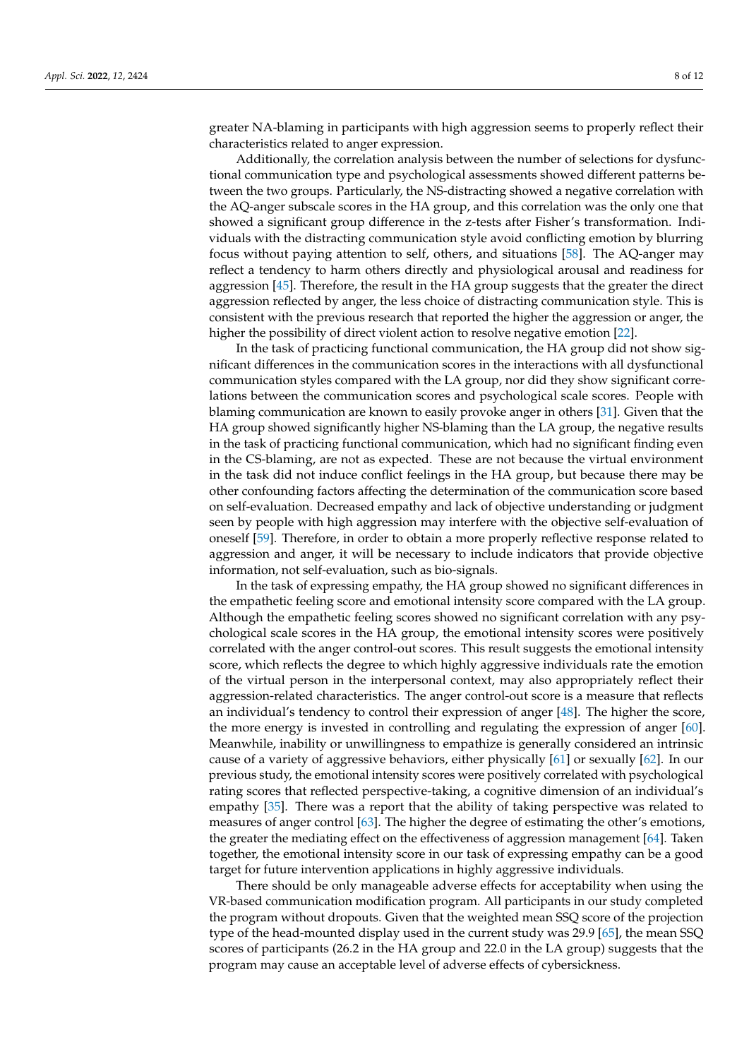greater NA-blaming in participants with high aggression seems to properly reflect their characteristics related to anger expression.

Additionally, the correlation analysis between the number of selections for dysfunctional communication type and psychological assessments showed different patterns between the two groups. Particularly, the NS-distracting showed a negative correlation with the AQ-anger subscale scores in the HA group, and this correlation was the only one that showed a significant group difference in the z-tests after Fisher's transformation. Individuals with the distracting communication style avoid conflicting emotion by blurring focus without paying attention to self, others, and situations [58]. The AQ-anger may reflect a tendency to harm others directly and physiological arousal and readiness for aggression [45]. Therefore, the result in the HA group suggests that the greater the direct aggression reflected by anger, the less choice of distracting communication style. This is consistent with the previous research that reported the higher the aggression or anger, the higher the possibility of direct violent action to resolve negative emotion [22].

In the task of practicing functional communication, the HA group did not show significant differences in the communication scores in the interactions with all dysfunctional communication styles compared with the LA group, nor did they show significant correlations between the communication scores and psychological scale scores. People with blaming communication are known to easily provoke anger in others [31]. Given that the HA group showed significantly higher NS-blaming than the LA group, the negative results in the task of practicing functional communication, which had no significant finding even in the CS-blaming, are not as expected. These are not because the virtual environment in the task did not induce conflict feelings in the HA group, but because there may be other confounding factors affecting the determination of the communication score based on self-evaluation. Decreased empathy and lack of objective understanding or judgment seen by people with high aggression may interfere with the objective self-evaluation of oneself [59]. Therefore, in order to obtain a more properly reflective response related to aggression and anger, it will be necessary to include indicators that provide objective information, not self-evaluation, such as bio-signals.

In the task of expressing empathy, the HA group showed no significant differences in the empathetic feeling score and emotional intensity score compared with the LA group. Although the empathetic feeling scores showed no significant correlation with any psychological scale scores in the HA group, the emotional intensity scores were positively correlated with the anger control-out scores. This result suggests the emotional intensity score, which reflects the degree to which highly aggressive individuals rate the emotion of the virtual person in the interpersonal context, may also appropriately reflect their aggression-related characteristics. The anger control-out score is a measure that reflects an individual's tendency to control their expression of anger [48]. The higher the score, the more energy is invested in controlling and regulating the expression of anger [60]. Meanwhile, inability or unwillingness to empathize is generally considered an intrinsic cause of a variety of aggressive behaviors, either physically [61] or sexually [62]. In our previous study, the emotional intensity scores were positively correlated with psychological rating scores that reflected perspective-taking, a cognitive dimension of an individual's empathy [35]. There was a report that the ability of taking perspective was related to measures of anger control [63]. The higher the degree of estimating the other's emotions, the greater the mediating effect on the effectiveness of aggression management [64]. Taken together, the emotional intensity score in our task of expressing empathy can be a good target for future intervention applications in highly aggressive individuals.

There should be only manageable adverse effects for acceptability when using the VR-based communication modification program. All participants in our study completed the program without dropouts. Given that the weighted mean SSQ score of the projection type of the head-mounted display used in the current study was 29.9 [65], the mean SSQ scores of participants (26.2 in the HA group and 22.0 in the LA group) suggests that the program may cause an acceptable level of adverse effects of cybersickness.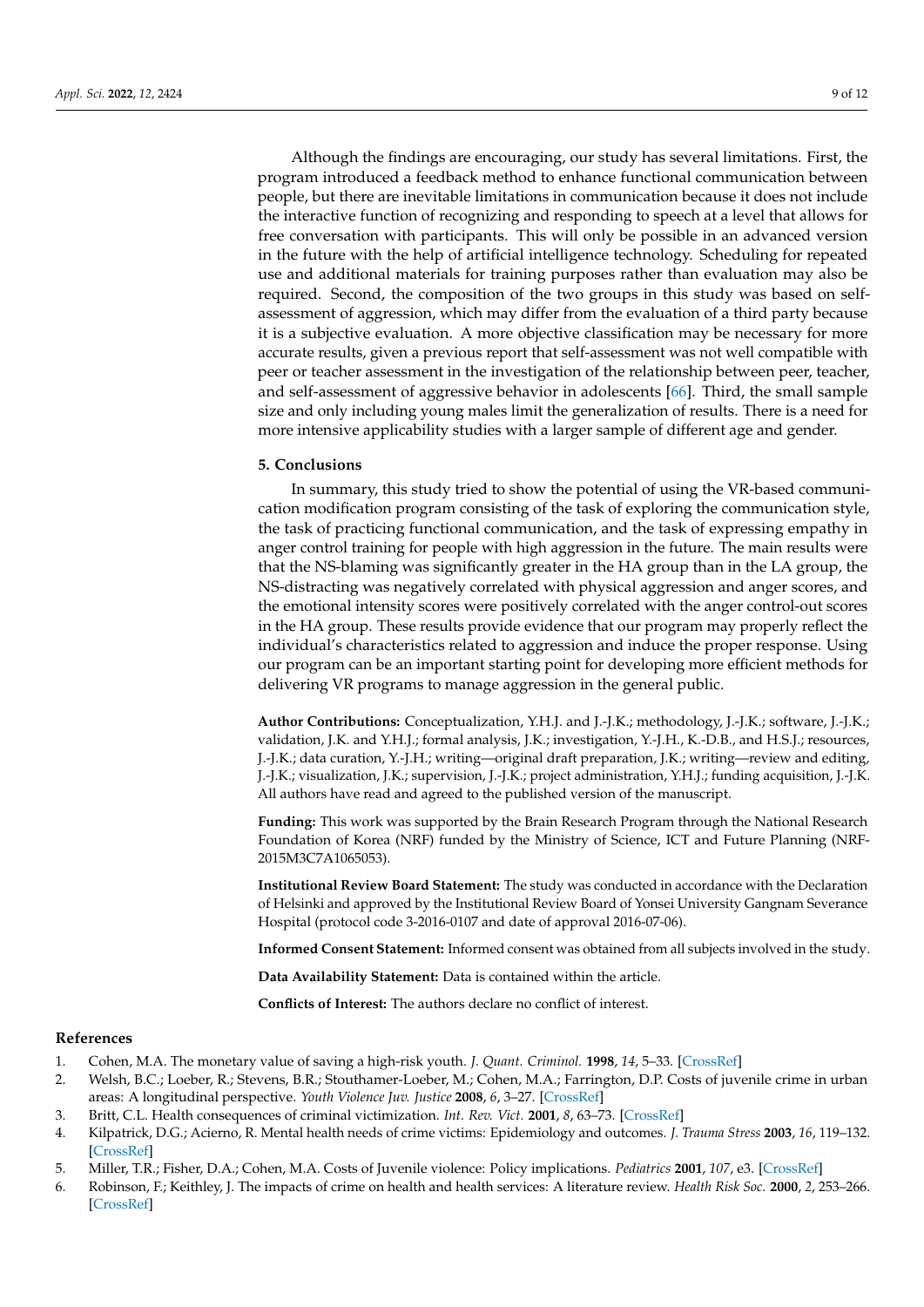Although the findings are encouraging, our study has several limitations. First, the program introduced a feedback method to enhance functional communication between people, but there are inevitable limitations in communication because it does not include the interactive function of recognizing and responding to speech at a level that allows for free conversation with participants. This will only be possible in an advanced version in the future with the help of artificial intelligence technology. Scheduling for repeated use and additional materials for training purposes rather than evaluation may also be required. Second, the composition of the two groups in this study was based on self-assessment of aggression, which may differ from the evaluation of a third party because it is a subjective evaluation. A more objective classification may be necessary for more accurate results, given a previous report that self-assessment was not well compatible with peer or teacher assessment in the investigation of the relationship between peer, teacher, and self-assessment of aggressive behavior in adolescents [66]. Third, the small sample size and only including young males limit the generalization of results. There is a need for more intensive applicability studies with a larger sample of different age and gender.

## 5. Conclusions

In summary, this study tried to show the potential of using the VR-based communication modification program consisting of the task of exploring the communication style, the task of practicing functional communication, and the task of expressing empathy in anger control training for people with high aggression in the future. The main results were that the NS-blaming was significantly greater in the HA group than in the LA group, the NS-distracting was negatively correlated with physical aggression and anger scores, and the emotional intensity scores were positively correlated with the anger control-out scores in the HA group. These results provide evidence that our program may properly reflect the individual's characteristics related to aggression and induce the proper response. Using our program can be an important starting point for developing more efficient methods for delivering VR programs to manage aggression in the general public.

**Author Contributions:** Conceptualization, Y.H.J. and J.-J.K.; methodology, J.-J.K.; software, J.-J.K.; validation, J.K. and Y.H.J.; formal analysis, J.K.; investigation, Y.-J.H., K.-D.B., and H.S.J.; resources, J.-J.K.; data curation, Y.-J.H.; writing—original draft preparation, J.K.; writing—review and editing, J.-J.K.; visualization, J.K.; supervision, J.-J.K.; project administration, Y.H.J.; funding acquisition, J.-J.K. All authors have read and agreed to the published version of the manuscript.

**Funding:** This work was supported by the Brain Research Program through the National Research Foundation of Korea (NRF) funded by the Ministry of Science, ICT and Future Planning (NRF-2015M3C7A1065053).

**Institutional Review Board Statement:** The study was conducted in accordance with the Declaration of Helsinki and approved by the Institutional Review Board of Yonsei University Gangnam Severance Hospital (protocol code 3-2016-0107 and date of approval 2016-07-06).

**Informed Consent Statement:** Informed consent was obtained from all subjects involved in the study.

**Data Availability Statement:** Data is contained within the article.

**Conflicts of Interest:** The authors declare no conflict of interest.

## References

1. Cohen, M.A. The monetary value of saving a high-risk youth. *J. Quant. Criminol.* **1998**, *14*, 5–33. [CrossRef]
2. Welsh, B.C.; Loeber, R.; Stevens, B.R.; Stouthamer-Loeber, M.; Cohen, M.A.; Farrington, D.P. Costs of juvenile crime in urban areas: A longitudinal perspective. *Youth Violence Juv. Justice* **2008**, *6*, 3–27. [CrossRef]
3. Britt, C.L. Health consequences of criminal victimization. *Int. Rev. Vict.* **2001**, *8*, 63–73. [CrossRef]
4. Kilpatrick, D.G.; Acierno, R. Mental health needs of crime victims: Epidemiology and outcomes. *J. Trauma Stress* **2003**, *16*, 119–132. [CrossRef]
5. Miller, T.R.; Fisher, D.A.; Cohen, M.A. Costs of Juvenile violence: Policy implications. *Pediatrics* **2001**, *107*, e3. [CrossRef]
6. Robinson, F.; Keithley, J. The impacts of crime on health and health services: A literature review. *Health Risk Soc.* **2000**, *2*, 253–266. [CrossRef]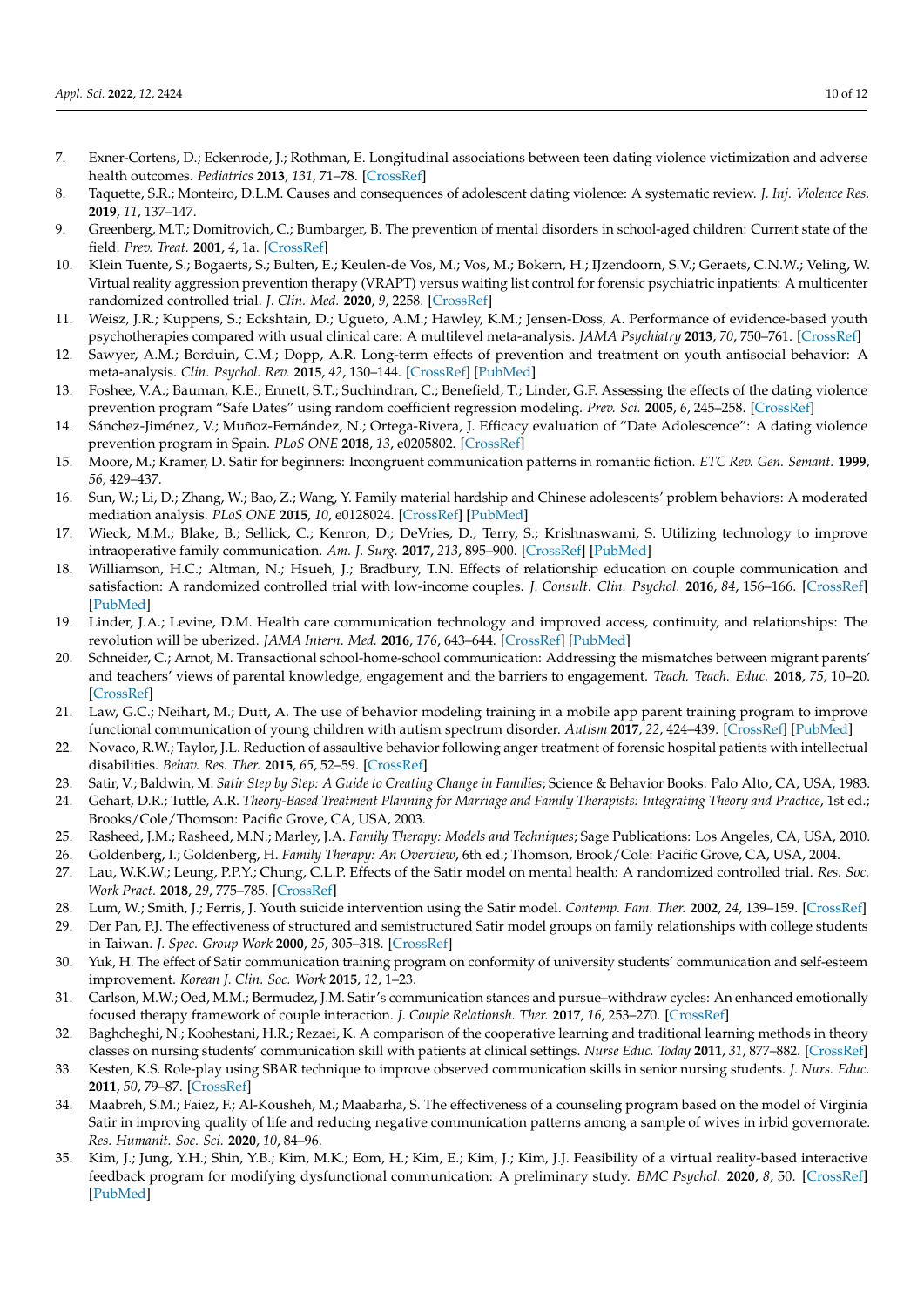7. Exner-Cortens, D.; Eckenrode, J.; Rothman, E. Longitudinal associations between teen dating violence victimization and adverse health outcomes. *Pediatrics* **2013**, *131*, 71–78. [CrossRef]
8. Taquette, S.R.; Monteiro, D.L.M. Causes and consequences of adolescent dating violence: A systematic review. *J. Inj. Violence Res.* **2019**, *11*, 137–147.
9. Greenberg, M.T.; Domitrovich, C.; Bumbarger, B. The prevention of mental disorders in school-aged children: Current state of the field. *Prev. Treat.* **2001**, *4*, 1a. [CrossRef]
10. Klein Tuente, S.; Bogaerts, S.; Bulten, E.; Keulen-de Vos, M.; Vos, M.; Bokern, H.; IJzendoorn, S.V.; Geraets, C.N.W.; Veling, W. Virtual reality aggression prevention therapy (VRAPT) versus waiting list control for forensic psychiatric inpatients: A multicenter randomized controlled trial. *J. Clin. Med.* **2020**, *9*, 2258. [CrossRef]
11. Weisz, J.R.; Kuppens, S.; Eckshtain, D.; Ugueto, A.M.; Hawley, K.M.; Jensen-Doss, A. Performance of evidence-based youth psychotherapies compared with usual clinical care: A multilevel meta-analysis. *JAMA Psychiatry* **2013**, *70*, 750–761. [CrossRef]
12. Sawyer, A.M.; Borduin, C.M.; Dopp, A.R. Long-term effects of prevention and treatment on youth antisocial behavior: A meta-analysis. *Clin. Psychol. Rev.* **2015**, *42*, 130–144. [CrossRef] [PubMed]
13. Foshee, V.A.; Bauman, K.E.; Ennett, S.T.; Suchindran, C.; Benefield, T.; Linder, G.F. Assessing the effects of the dating violence prevention program "Safe Dates" using random coefficient regression modeling. *Prev. Sci.* **2005**, *6*, 245–258. [CrossRef]
14. Sánchez-Jiménez, V.; Muñoz-Fernández, N.; Ortega-Rivera, J. Efficacy evaluation of "Date Adolescence": A dating violence prevention program in Spain. *PLoS ONE* **2018**, *13*, e0205802. [CrossRef]
15. Moore, M.; Kramer, D. Satir for beginners: Incongruent communication patterns in romantic fiction. *ETC Rev. Gen. Semant.* **1999**, *56*, 429–437.
16. Sun, W.; Li, D.; Zhang, W.; Bao, Z.; Wang, Y. Family material hardship and Chinese adolescents' problem behaviors: A moderated mediation analysis. *PLoS ONE* **2015**, *10*, e0128024. [CrossRef] [PubMed]
17. Wieck, M.M.; Blake, B.; Sellick, C.; Kenron, D.; DeVries, D.; Terry, S.; Krishnaswami, S. Utilizing technology to improve intraoperative family communication. *Am. J. Surg.* **2017**, *213*, 895–900. [CrossRef] [PubMed]
18. Williamson, H.C.; Altman, N.; Hsueh, J.; Bradbury, T.N. Effects of relationship education on couple communication and satisfaction: A randomized controlled trial with low-income couples. *J. Consult. Clin. Psychol.* **2016**, *84*, 156–166. [CrossRef] [PubMed]
19. Linder, J.A.; Levine, D.M. Health care communication technology and improved access, continuity, and relationships: The revolution will be uberized. *JAMA Intern. Med.* **2016**, *176*, 643–644. [CrossRef] [PubMed]
20. Schneider, C.; Arnot, M. Transactional school-home-school communication: Addressing the mismatches between migrant parents' and teachers' views of parental knowledge, engagement and the barriers to engagement. *Teach. Teach. Educ.* **2018**, *75*, 10–20. [CrossRef]
21. Law, G.C.; Neihart, M.; Dutt, A. The use of behavior modeling training in a mobile app parent training program to improve functional communication of young children with autism spectrum disorder. *Autism* **2017**, *22*, 424–439. [CrossRef] [PubMed]
22. Novaco, R.W.; Taylor, J.L. Reduction of assaultive behavior following anger treatment of forensic hospital patients with intellectual disabilities. *Behav. Res. Ther.* **2015**, *65*, 52–59. [CrossRef]
23. Satir, V.; Baldwin, M. *Satir Step by Step: A Guide to Creating Change in Families*; Science & Behavior Books: Palo Alto, CA, USA, 1983.
24. Gehart, D.R.; Tuttle, A.R. *Theory-Based Treatment Planning for Marriage and Family Therapists: Integrating Theory and Practice*, 1st ed.; Brooks/Cole/Thomson: Pacific Grove, CA, USA, 2003.
25. Rasheed, J.M.; Rasheed, M.N.; Marley, J.A. *Family Therapy: Models and Techniques*; Sage Publications: Los Angeles, CA, USA, 2010.
26. Goldenberg, I.; Goldenberg, H. *Family Therapy: An Overview*, 6th ed.; Thomson, Brook/Cole: Pacific Grove, CA, USA, 2004.
27. Lau, W.K.W.; Leung, P.P.Y.; Chung, C.L.P. Effects of the Satir model on mental health: A randomized controlled trial. *Res. Soc. Work Pract.* **2018**, *29*, 775–785. [CrossRef]
28. Lum, W.; Smith, J.; Ferris, J. Youth suicide intervention using the Satir model. *Contemp. Fam. Ther.* **2002**, *24*, 139–159. [CrossRef]
29. Der Pan, P.J. The effectiveness of structured and semistructured Satir model groups on family relationships with college students in Taiwan. *J. Spec. Group Work* **2000**, *25*, 305–318. [CrossRef]
30. Yuk, H. The effect of Satir communication training program on conformity of university students' communication and self-esteem improvement. *Korean J. Clin. Soc. Work* **2015**, *12*, 1–23.
31. Carlson, M.W.; Oed, M.M.; Bermudez, J.M. Satir's communication stances and pursue–withdraw cycles: An enhanced emotionally focused therapy framework of couple interaction. *J. Couple Relationsh. Ther.* **2017**, *16*, 253–270. [CrossRef]
32. Baghcheghi, N.; Koohestani, H.R.; Rezaei, K. A comparison of the cooperative learning and traditional learning methods in theory classes on nursing students' communication skill with patients at clinical settings. *Nurse Educ. Today* **2011**, *31*, 877–882. [CrossRef]
33. Kesten, K.S. Role-play using SBAR technique to improve observed communication skills in senior nursing students. *J. Nurs. Educ.* **2011**, *50*, 79–87. [CrossRef]
34. Maabreh, S.M.; Faiez, F.; Al-Kousheh, M.; Maabarha, S. The effectiveness of a counseling program based on the model of Virginia Satir in improving quality of life and reducing negative communication patterns among a sample of wives in irbid governorate. *Res. Humanit. Soc. Sci.* **2020**, *10*, 84–96.
35. Kim, J.; Jung, Y.H.; Shin, Y.B.; Kim, M.K.; Eom, H.; Kim, E.; Kim, J.; Kim, J.J. Feasibility of a virtual reality-based interactive feedback program for modifying dysfunctional communication: A preliminary study. *BMC Psychol.* **2020**, *8*, 50. [CrossRef] [PubMed]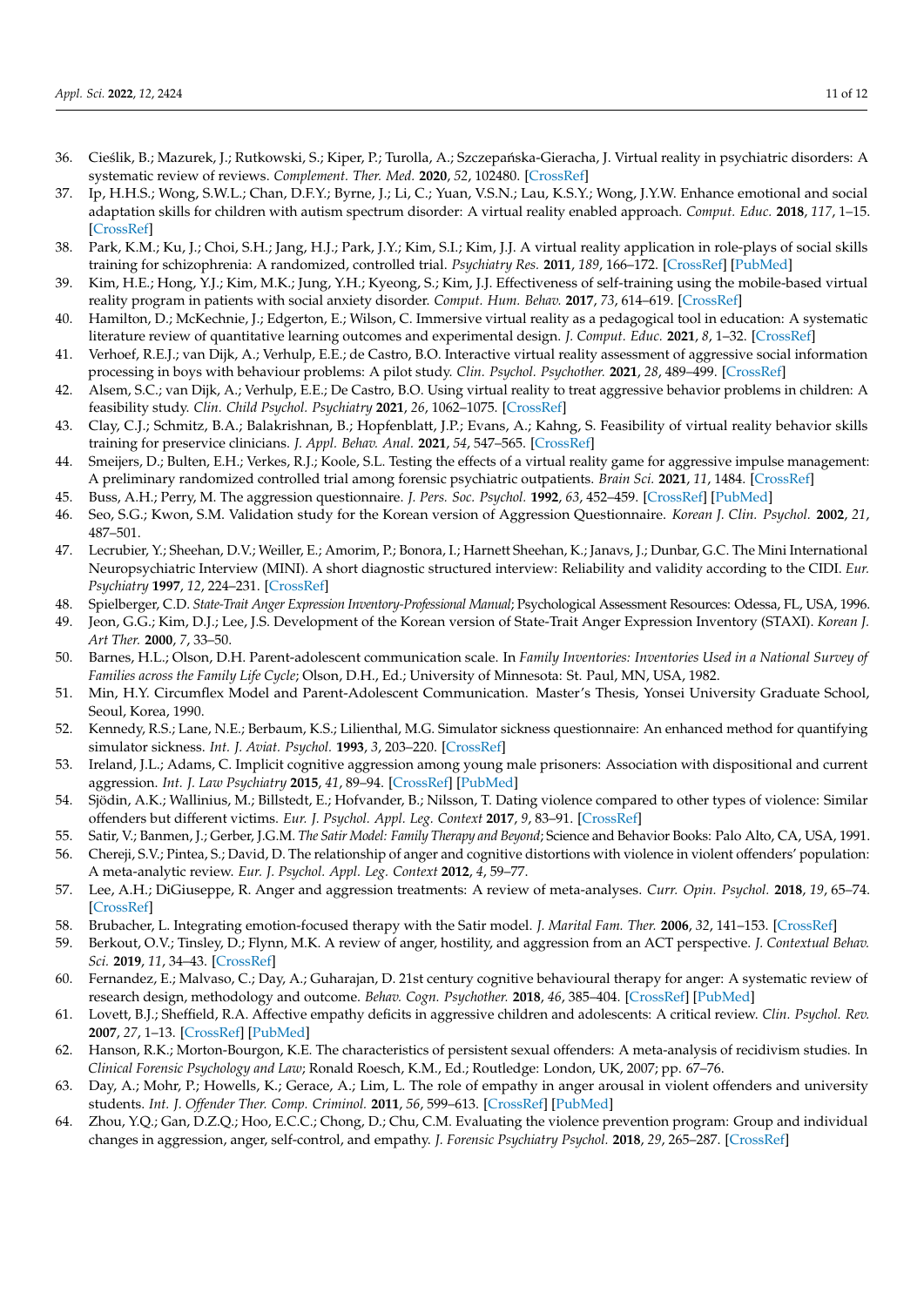36. Cieślik, B.; Mazurek, J.; Rutkowski, S.; Kiper, P.; Turolla, A.; Szczepańska-Gieracha, J. Virtual reality in psychiatric disorders: A systematic review of reviews. *Complement. Ther. Med.* **2020**, *52*, 102480. [CrossRef]
37. Ip, H.H.S.; Wong, S.W.L.; Chan, D.F.Y.; Byrne, J.; Li, C.; Yuan, V.S.N.; Lau, K.S.Y.; Wong, J.Y.W. Enhance emotional and social adaptation skills for children with autism spectrum disorder: A virtual reality enabled approach. *Comput. Educ.* **2018**, *117*, 1–15. [CrossRef]
38. Park, K.M.; Ku, J.; Choi, S.H.; Jang, H.J.; Park, J.Y.; Kim, S.I.; Kim, J.J. A virtual reality application in role-plays of social skills training for schizophrenia: A randomized, controlled trial. *Psychiatry Res.* **2011**, *189*, 166–172. [CrossRef] [PubMed]
39. Kim, H.E.; Hong, Y.J.; Kim, M.K.; Jung, Y.H.; Kyeong, S.; Kim, J.J. Effectiveness of self-training using the mobile-based virtual reality program in patients with social anxiety disorder. *Comput. Hum. Behav.* **2017**, *73*, 614–619. [CrossRef]
40. Hamilton, D.; McKechnie, J.; Edgerton, E.; Wilson, C. Immersive virtual reality as a pedagogical tool in education: A systematic literature review of quantitative learning outcomes and experimental design. *J. Comput. Educ.* **2021**, *8*, 1–32. [CrossRef]
41. Verhoef, R.E.J.; van Dijk, A.; Verhulp, E.E.; de Castro, B.O. Interactive virtual reality assessment of aggressive social information processing in boys with behaviour problems: A pilot study. *Clin. Psychol. Psychother.* **2021**, *28*, 489–499. [CrossRef]
42. Alsem, S.C.; van Dijk, A.; Verhulp, E.E.; De Castro, B.O. Using virtual reality to treat aggressive behavior problems in children: A feasibility study. *Clin. Child Psychol. Psychiatry* **2021**, *26*, 1062–1075. [CrossRef]
43. Clay, C.J.; Schmitz, B.A.; Balakrishnan, B.; Hopfenblatt, J.P.; Evans, A.; Kahng, S. Feasibility of virtual reality behavior skills training for preservice clinicians. *J. Appl. Behav. Anal.* **2021**, *54*, 547–565. [CrossRef]
44. Smeijers, D.; Bulten, E.H.; Verkes, R.J.; Koole, S.L. Testing the effects of a virtual reality game for aggressive impulse management: A preliminary randomized controlled trial among forensic psychiatric outpatients. *Brain Sci.* **2021**, *11*, 1484. [CrossRef]
45. Buss, A.H.; Perry, M. The aggression questionnaire. *J. Pers. Soc. Psychol.* **1992**, *63*, 452–459. [CrossRef] [PubMed]
46. Seo, S.G.; Kwon, S.M. Validation study for the Korean version of Aggression Questionnaire. *Korean J. Clin. Psychol.* **2002**, *21*, 487–501.
47. Lecrubier, Y.; Sheehan, D.V.; Weiller, E.; Amorim, P.; Bonora, I.; Harnett Sheehan, K.; Janavs, J.; Dunbar, G.C. The Mini International Neuropsychiatric Interview (MINI). A short diagnostic structured interview: Reliability and validity according to the CIDI. *Eur. Psychiatry* **1997**, *12*, 224–231. [CrossRef]
48. Spielberger, C.D. *State-Trait Anger Expression Inventory-Professional Manual*; Psychological Assessment Resources: Odessa, FL, USA, 1996.
49. Jeon, G.G.; Kim, D.J.; Lee, J.S. Development of the Korean version of State-Trait Anger Expression Inventory (STAXI). *Korean J. Art Ther.* **2000**, *7*, 33–50.
50. Barnes, H.L.; Olson, D.H. Parent-adolescent communication scale. In *Family Inventories: Inventories Used in a National Survey of Families across the Family Life Cycle*; Olson, D.H., Ed.; University of Minnesota: St. Paul, MN, USA, 1982.
51. Min, H.Y. Circumflex Model and Parent-Adolescent Communication. Master's Thesis, Yonsei University Graduate School, Seoul, Korea, 1990.
52. Kennedy, R.S.; Lane, N.E.; Berbaum, K.S.; Lilienthal, M.G. Simulator sickness questionnaire: An enhanced method for quantifying simulator sickness. *Int. J. Aviat. Psychol.* **1993**, *3*, 203–220. [CrossRef]
53. Ireland, J.L.; Adams, C. Implicit cognitive aggression among young male prisoners: Association with dispositional and current aggression. *Int. J. Law Psychiatry* **2015**, *41*, 89–94. [CrossRef] [PubMed]
54. Sjödin, A.K.; Wallinius, M.; Billstedt, E.; Hofvander, B.; Nilsson, T. Dating violence compared to other types of violence: Similar offenders but different victims. *Eur. J. Psychol. Appl. Leg. Context* **2017**, *9*, 83–91. [CrossRef]
55. Satir, V.; Banmen, J.; Gerber, J.G.M. *The Satir Model: Family Therapy and Beyond*; Science and Behavior Books: Palo Alto, CA, USA, 1991.
56. Chereji, S.V.; Pintea, S.; David, D. The relationship of anger and cognitive distortions with violence in violent offenders' population: A meta-analytic review. *Eur. J. Psychol. Appl. Leg. Context* **2012**, *4*, 59–77.
57. Lee, A.H.; DiGiuseppe, R. Anger and aggression treatments: A review of meta-analyses. *Curr. Opin. Psychol.* **2018**, *19*, 65–74. [CrossRef]
58. Brubacher, L. Integrating emotion-focused therapy with the Satir model. *J. Marital Fam. Ther.* **2006**, *32*, 141–153. [CrossRef]
59. Berkout, O.V.; Tinsley, D.; Flynn, M.K. A review of anger, hostility, and aggression from an ACT perspective. *J. Contextual Behav. Sci.* **2019**, *11*, 34–43. [CrossRef]
60. Fernandez, E.; Malvaso, C.; Day, A.; Guharajan, D. 21st century cognitive behavioural therapy for anger: A systematic review of research design, methodology and outcome. *Behav. Cogn. Psychother.* **2018**, *46*, 385–404. [CrossRef] [PubMed]
61. Lovett, B.J.; Sheffield, R.A. Affective empathy deficits in aggressive children and adolescents: A critical review. *Clin. Psychol. Rev.* **2007**, *27*, 1–13. [CrossRef] [PubMed]
62. Hanson, R.K.; Morton-Bourgon, K.E. The characteristics of persistent sexual offenders: A meta-analysis of recidivism studies. In *Clinical Forensic Psychology and Law*; Ronald Roesch, K.M., Ed.; Routledge: London, UK, 2007; pp. 67–76.
63. Day, A.; Mohr, P.; Howells, K.; Gerace, A.; Lim, L. The role of empathy in anger arousal in violent offenders and university students. *Int. J. Offender Ther. Comp. Criminol.* **2011**, *56*, 599–613. [CrossRef] [PubMed]
64. Zhou, Y.Q.; Gan, D.Z.Q.; Hoo, E.C.C.; Chong, D.; Chu, C.M. Evaluating the violence prevention program: Group and individual changes in aggression, anger, self-control, and empathy. *J. Forensic Psychiatry Psychol.* **2018**, *29*, 265–287. [CrossRef]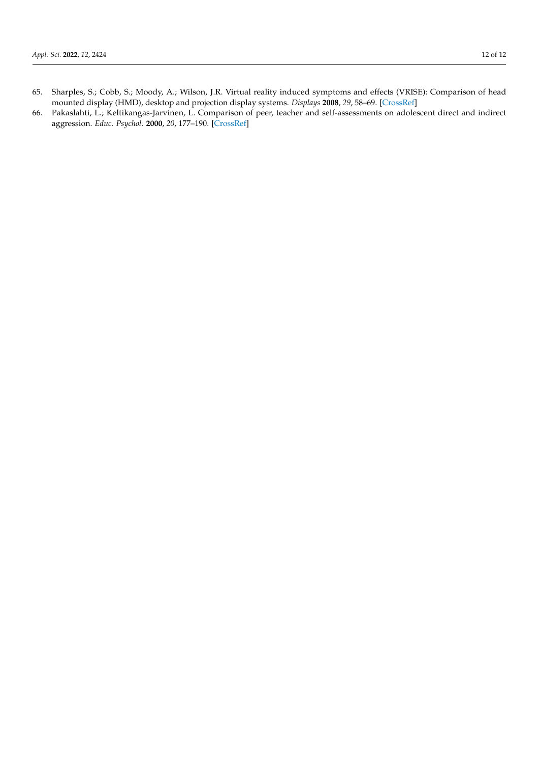65. Sharples, S.; Cobb, S.; Moody, A.; Wilson, J.R. Virtual reality induced symptoms and effects (VRISE): Comparison of head mounted display (HMD), desktop and projection display systems. *Displays* **2008**, *29*, 58–69. [CrossRef]
66. Pakaslahti, L.; Keltikangas-Jarvinen, L. Comparison of peer, teacher and self-assessments on adolescent direct and indirect aggression. *Educ. Psychol.* **2000**, *20*, 177–190. [CrossRef]